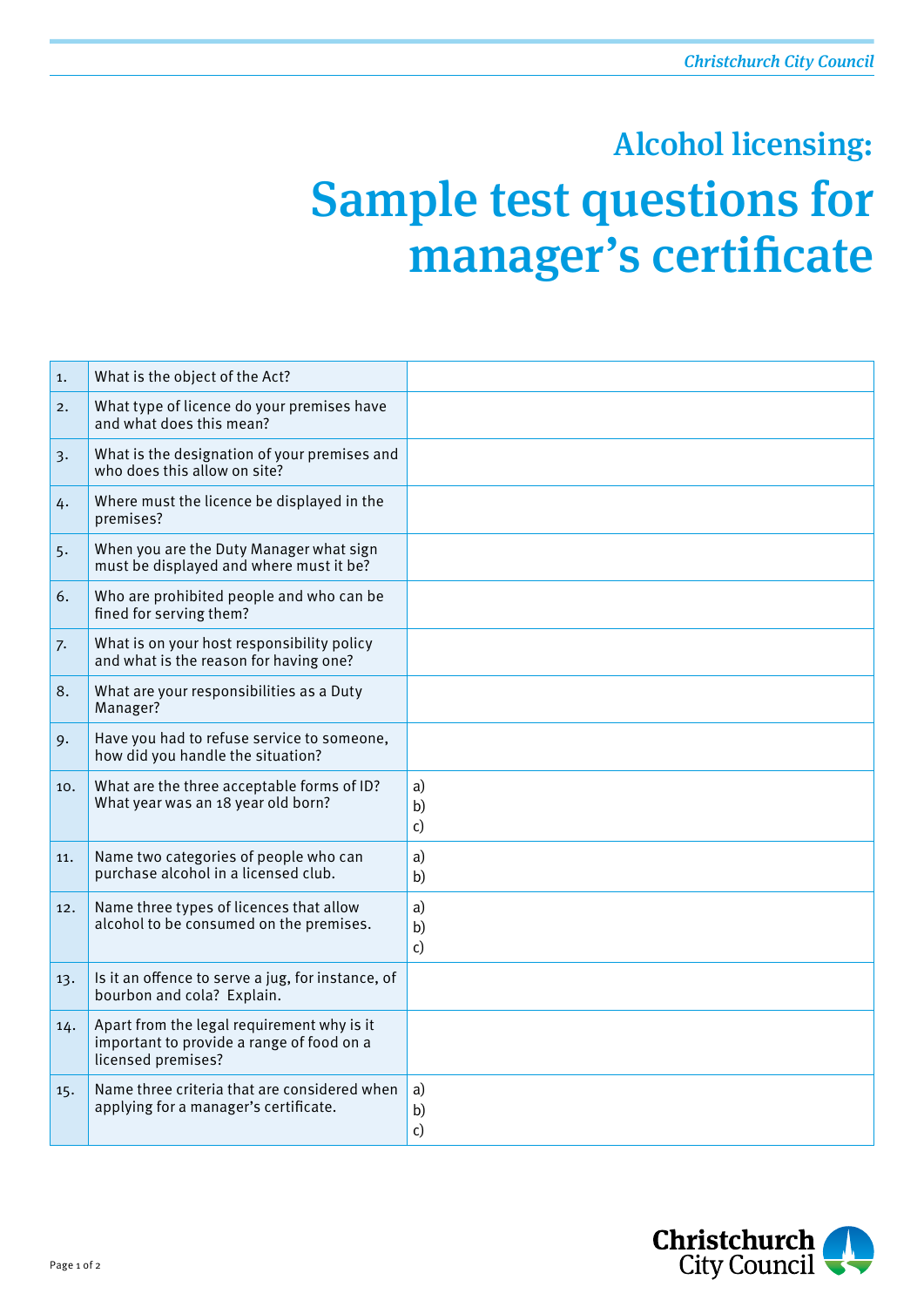## Alcohol licensing:

# Sample test questions for manager's certificate

| | | |
|---|---|---|
| 1. | What is the object of the Act? | |
| 2. | What type of licence do your premises have and what does this mean? | |
| 3. | What is the designation of your premises and who does this allow on site? | |
| 4. | Where must the licence be displayed in the premises? | |
| 5. | When you are the Duty Manager what sign must be displayed and where must it be? | |
| 6. | Who are prohibited people and who can be fined for serving them? | |
| 7. | What is on your host responsibility policy and what is the reason for having one? | |
| 8. | What are your responsibilities as a Duty Manager? | |
| 9. | Have you had to refuse service to someone, how did you handle the situation? | |
| 10. | What are the three acceptable forms of ID? What year was an 18 year old born? | a)<br>b)<br>c) |
| 11. | Name two categories of people who can purchase alcohol in a licensed club. | a)<br>b) |
| 12. | Name three types of licences that allow alcohol to be consumed on the premises. | a)<br>b)<br>c) |
| 13. | Is it an offence to serve a jug, for instance, of bourbon and cola? Explain. | |
| 14. | Apart from the legal requirement why is it important to provide a range of food on a licensed premises? | |
| 15. | Name three criteria that are considered when applying for a manager's certificate. | a)<br>b)<br>c) |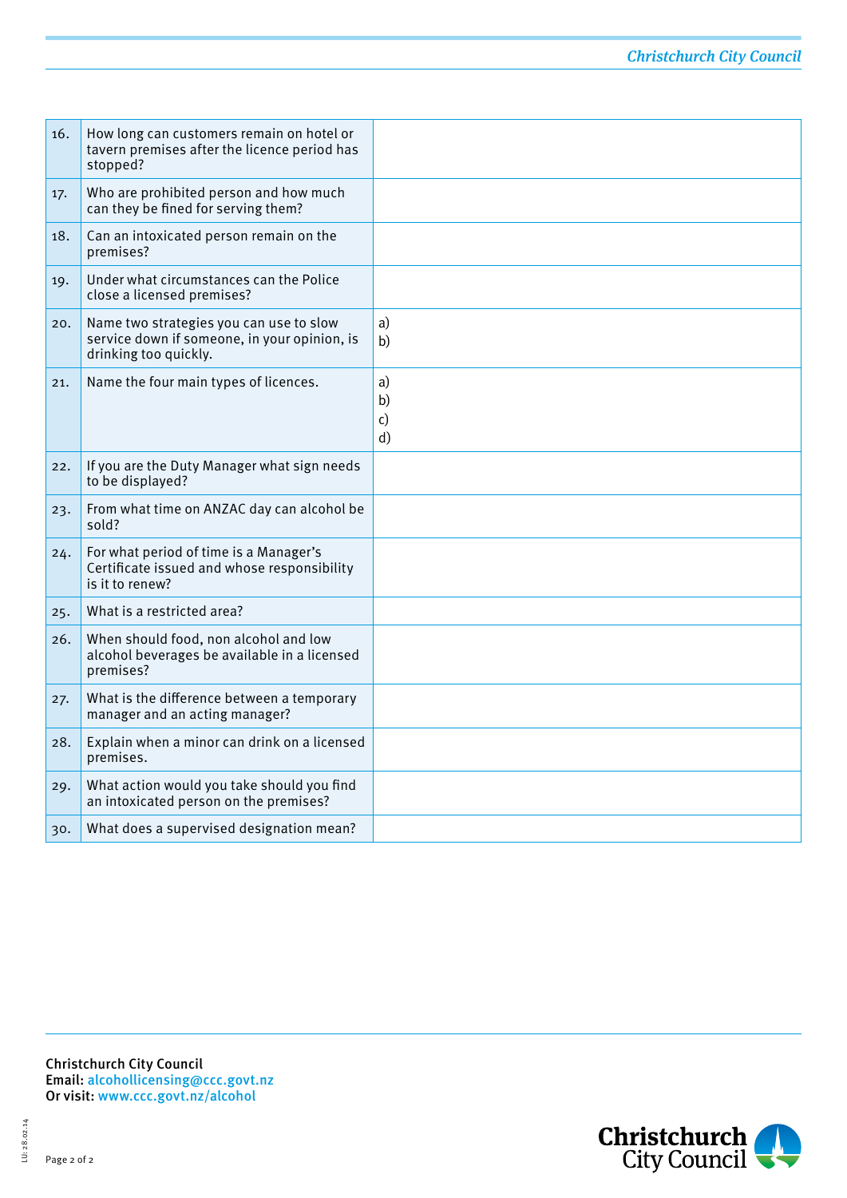| | | |
|---|---|---|
| 16. | How long can customers remain on hotel or tavern premises after the licence period has stopped? | |
| 17. | Who are prohibited person and how much can they be fined for serving them? | |
| 18. | Can an intoxicated person remain on the premises? | |
| 19. | Under what circumstances can the Police close a licensed premises? | |
| 20. | Name two strategies you can use to slow service down if someone, in your opinion, is drinking too quickly. | a)<br>b) |
| 21. | Name the four main types of licences. | a)<br>b)<br>c)<br>d) |
| 22. | If you are the Duty Manager what sign needs to be displayed? | |
| 23. | From what time on ANZAC day can alcohol be sold? | |
| 24. | For what period of time is a Manager's Certificate issued and whose responsibility is it to renew? | |
| 25. | What is a restricted area? | |
| 26. | When should food, non alcohol and low alcohol beverages be available in a licensed premises? | |
| 27. | What is the difference between a temporary manager and an acting manager? | |
| 28. | Explain when a minor can drink on a licensed premises. | |
| 29. | What action would you take should you find an intoxicated person on the premises? | |
| 30. | What does a supervised designation mean? | |

Christchurch City Council
**Email:** alcohollicensing@ccc.govt.nz
**Or visit:** www.ccc.govt.nz/alcohol

LU: 28.02.14